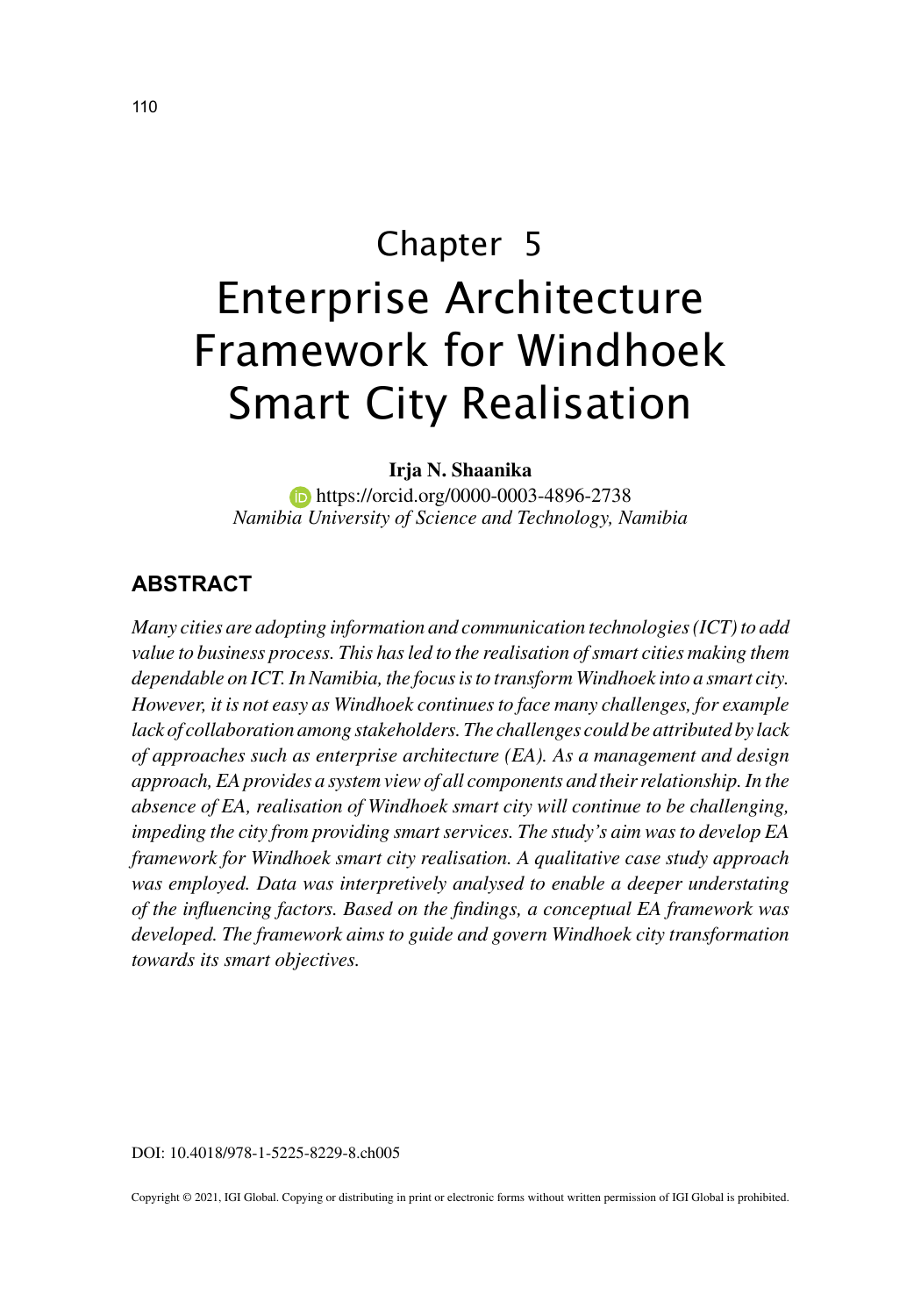Chapter 5

# Enterprise Architecture Framework for Windhoek Smart City Realisation

**Irja N. Shaanika**
https://orcid.org/0000-0003-4896-2738
*Namibia University of Science and Technology, Namibia*

## ABSTRACT

*Many cities are adopting information and communication technologies (ICT) to add value to business process. This has led to the realisation of smart cities making them dependable on ICT. In Namibia, the focus is to transform Windhoek into a smart city. However, it is not easy as Windhoek continues to face many challenges, for example lack of collaboration among stakeholders. The challenges could be attributed by lack of approaches such as enterprise architecture (EA). As a management and design approach, EA provides a system view of all components and their relationship. In the absence of EA, realisation of Windhoek smart city will continue to be challenging, impeding the city from providing smart services. The study's aim was to develop EA framework for Windhoek smart city realisation. A qualitative case study approach was employed. Data was interpretively analysed to enable a deeper understating of the influencing factors. Based on the findings, a conceptual EA framework was developed. The framework aims to guide and govern Windhoek city transformation towards its smart objectives.*

DOI: 10.4018/978-1-5225-8229-8.ch005

Copyright © 2021, IGI Global. Copying or distributing in print or electronic forms without written permission of IGI Global is prohibited.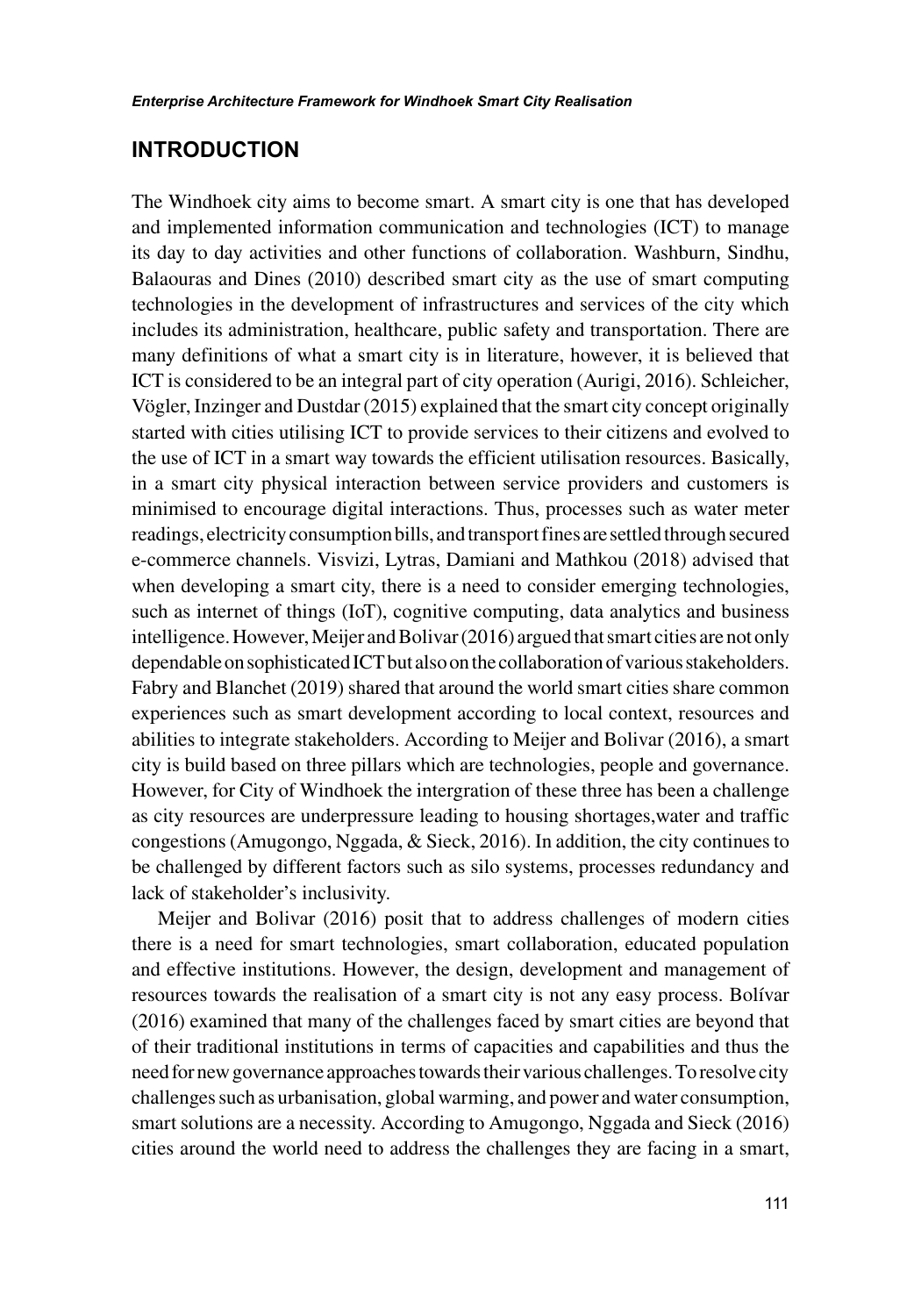## INTRODUCTION

The Windhoek city aims to become smart. A smart city is one that has developed and implemented information communication and technologies (ICT) to manage its day to day activities and other functions of collaboration. Washburn, Sindhu, Balaouras and Dines (2010) described smart city as the use of smart computing technologies in the development of infrastructures and services of the city which includes its administration, healthcare, public safety and transportation. There are many definitions of what a smart city is in literature, however, it is believed that ICT is considered to be an integral part of city operation (Aurigi, 2016). Schleicher, Vögler, Inzinger and Dustdar (2015) explained that the smart city concept originally started with cities utilising ICT to provide services to their citizens and evolved to the use of ICT in a smart way towards the efficient utilisation resources. Basically, in a smart city physical interaction between service providers and customers is minimised to encourage digital interactions. Thus, processes such as water meter readings, electricity consumption bills, and transport fines are settled through secured e-commerce channels. Visvizi, Lytras, Damiani and Mathkou (2018) advised that when developing a smart city, there is a need to consider emerging technologies, such as internet of things (IoT), cognitive computing, data analytics and business intelligence. However, Meijer and Bolivar (2016) argued that smart cities are not only dependable on sophisticated ICT but also on the collaboration of various stakeholders. Fabry and Blanchet (2019) shared that around the world smart cities share common experiences such as smart development according to local context, resources and abilities to integrate stakeholders. According to Meijer and Bolivar (2016), a smart city is build based on three pillars which are technologies, people and governance. However, for City of Windhoek the intergration of these three has been a challenge as city resources are underpressure leading to housing shortages,water and traffic congestions (Amugongo, Nggada, & Sieck, 2016). In addition, the city continues to be challenged by different factors such as silo systems, processes redundancy and lack of stakeholder's inclusivity.

Meijer and Bolivar (2016) posit that to address challenges of modern cities there is a need for smart technologies, smart collaboration, educated population and effective institutions. However, the design, development and management of resources towards the realisation of a smart city is not any easy process. Bolívar (2016) examined that many of the challenges faced by smart cities are beyond that of their traditional institutions in terms of capacities and capabilities and thus the need for new governance approaches towards their various challenges. To resolve city challenges such as urbanisation, global warming, and power and water consumption, smart solutions are a necessity. According to Amugongo, Nggada and Sieck (2016) cities around the world need to address the challenges they are facing in a smart,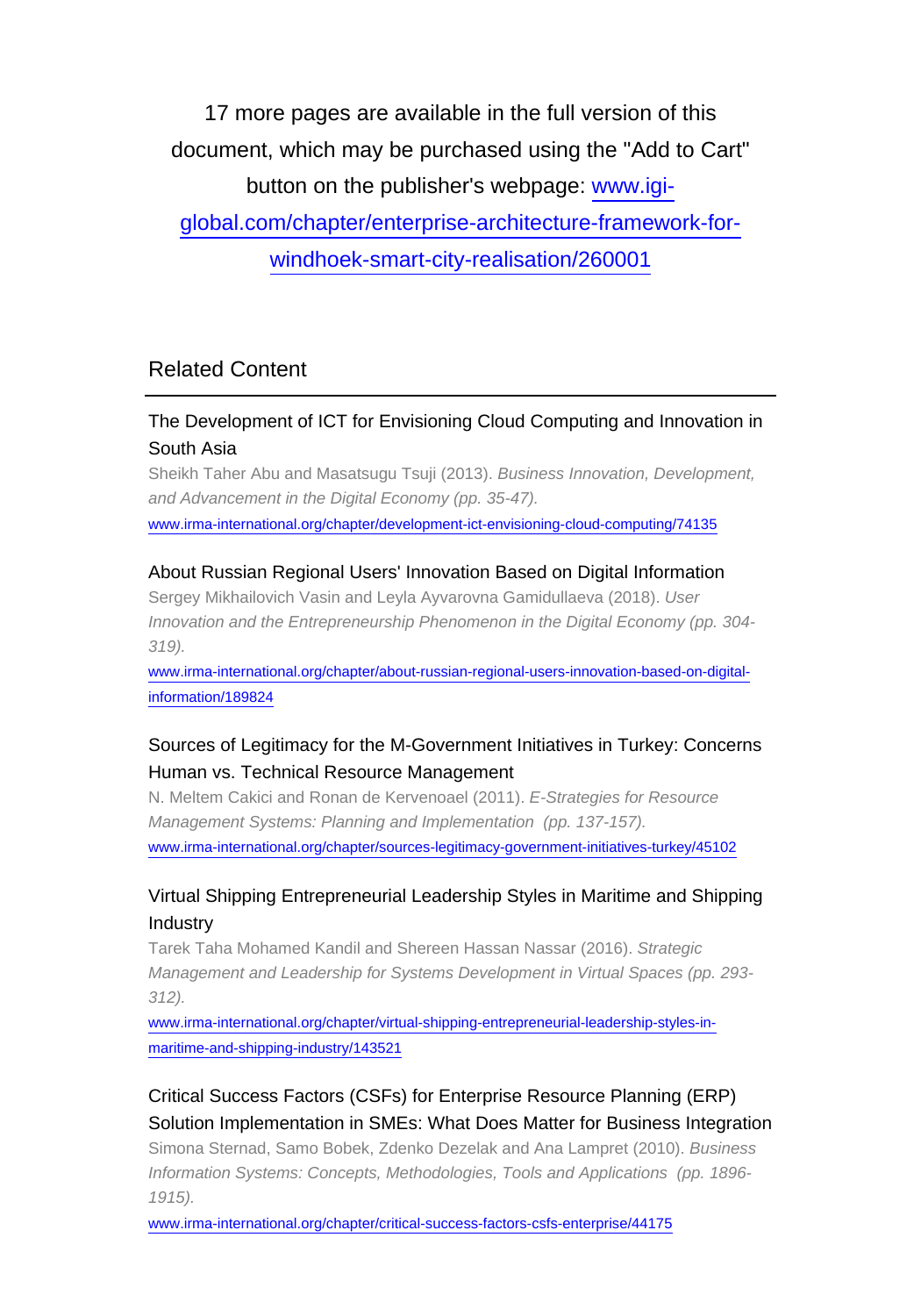17 more pages are available in the full version of this document, which may be purchased using the "Add to Cart" button on the publisher's webpage: [www.igi-global.com/chapter/enterprise-architecture-framework-for-windhoek-smart-city-realisation/260001](www.igi-global.com/chapter/enterprise-architecture-framework-for-windhoek-smart-city-realisation/260001)

## Related Content

### The Development of ICT for Envisioning Cloud Computing and Innovation in South Asia

Sheikh Taher Abu and Masatsugu Tsuji (2013). *Business Innovation, Development, and Advancement in the Digital Economy (pp. 35-47).*

[www.irma-international.org/chapter/development-ict-envisioning-cloud-computing/74135](www.irma-international.org/chapter/development-ict-envisioning-cloud-computing/74135)

### About Russian Regional Users' Innovation Based on Digital Information

Sergey Mikhailovich Vasin and Leyla Ayvarovna Gamidullaeva (2018). *User Innovation and the Entrepreneurship Phenomenon in the Digital Economy (pp. 304-319).*

[www.irma-international.org/chapter/about-russian-regional-users-innovation-based-on-digital-information/189824](www.irma-international.org/chapter/about-russian-regional-users-innovation-based-on-digital-information/189824)

### Sources of Legitimacy for the M-Government Initiatives in Turkey: Concerns Human vs. Technical Resource Management

N. Meltem Cakici and Ronan de Kervenoael (2011). *E-Strategies for Resource Management Systems: Planning and Implementation (pp. 137-157).*

[www.irma-international.org/chapter/sources-legitimacy-government-initiatives-turkey/45102](www.irma-international.org/chapter/sources-legitimacy-government-initiatives-turkey/45102)

### Virtual Shipping Entrepreneurial Leadership Styles in Maritime and Shipping Industry

Tarek Taha Mohamed Kandil and Shereen Hassan Nassar (2016). *Strategic Management and Leadership for Systems Development in Virtual Spaces (pp. 293-312).*

[www.irma-international.org/chapter/virtual-shipping-entrepreneurial-leadership-styles-in-maritime-and-shipping-industry/143521](www.irma-international.org/chapter/virtual-shipping-entrepreneurial-leadership-styles-in-maritime-and-shipping-industry/143521)

### Critical Success Factors (CSFs) for Enterprise Resource Planning (ERP) Solution Implementation in SMEs: What Does Matter for Business Integration

Simona Sternad, Samo Bobek, Zdenko Dezelak and Ana Lampret (2010). *Business Information Systems: Concepts, Methodologies, Tools and Applications (pp. 1896-1915).*

[www.irma-international.org/chapter/critical-success-factors-csfs-enterprise/44175](www.irma-international.org/chapter/critical-success-factors-csfs-enterprise/44175)